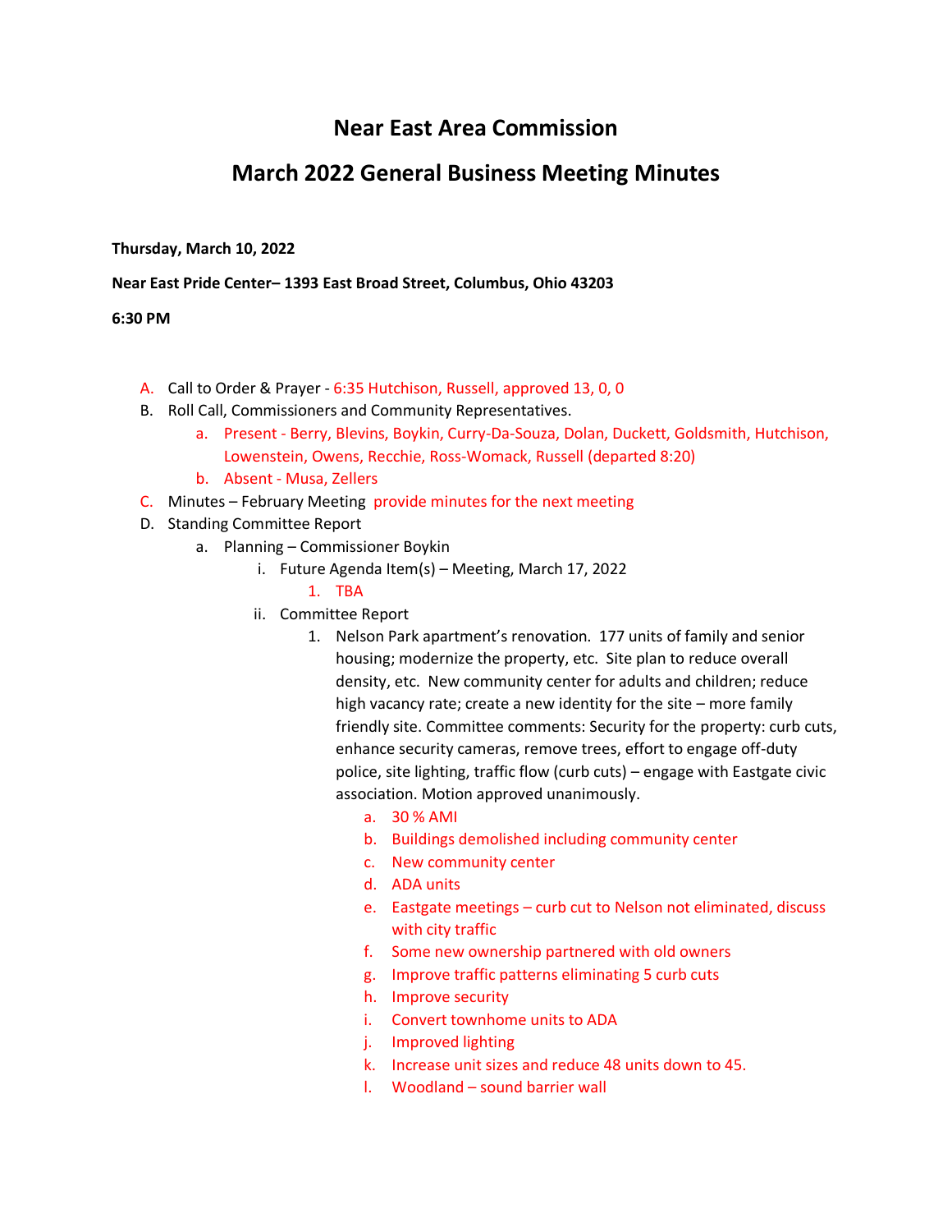# Near East Area Commission

## March 2022 General Business Meeting Minutes

**Thursday, March 10, 2022**

**Near East Pride Center– 1393 East Broad Street, Columbus, Ohio 43203**

**6:30 PM**

A. Call to Order & Prayer - 6:35 Hutchison, Russell, approved 13, 0, 0
B. Roll Call, Commissioners and Community Representatives.
   a. Present - Berry, Blevins, Boykin, Curry-Da-Souza, Dolan, Duckett, Goldsmith, Hutchison, Lowenstein, Owens, Recchie, Ross-Womack, Russell (departed 8:20)
   b. Absent - Musa, Zellers
C. Minutes – February Meeting provide minutes for the next meeting
D. Standing Committee Report
   a. Planning – Commissioner Boykin
      i. Future Agenda Item(s) – Meeting, March 17, 2022
         1. TBA
      ii. Committee Report
         1. Nelson Park apartment's renovation. 177 units of family and senior housing; modernize the property, etc. Site plan to reduce overall density, etc. New community center for adults and children; reduce high vacancy rate; create a new identity for the site – more family friendly site. Committee comments: Security for the property: curb cuts, enhance security cameras, remove trees, effort to engage off-duty police, site lighting, traffic flow (curb cuts) – engage with Eastgate civic association. Motion approved unanimously.
            a. 30 % AMI
            b. Buildings demolished including community center
            c. New community center
            d. ADA units
            e. Eastgate meetings – curb cut to Nelson not eliminated, discuss with city traffic
            f. Some new ownership partnered with old owners
            g. Improve traffic patterns eliminating 5 curb cuts
            h. Improve security
            i. Convert townhome units to ADA
            j. Improved lighting
            k. Increase unit sizes and reduce 48 units down to 45.
            l. Woodland – sound barrier wall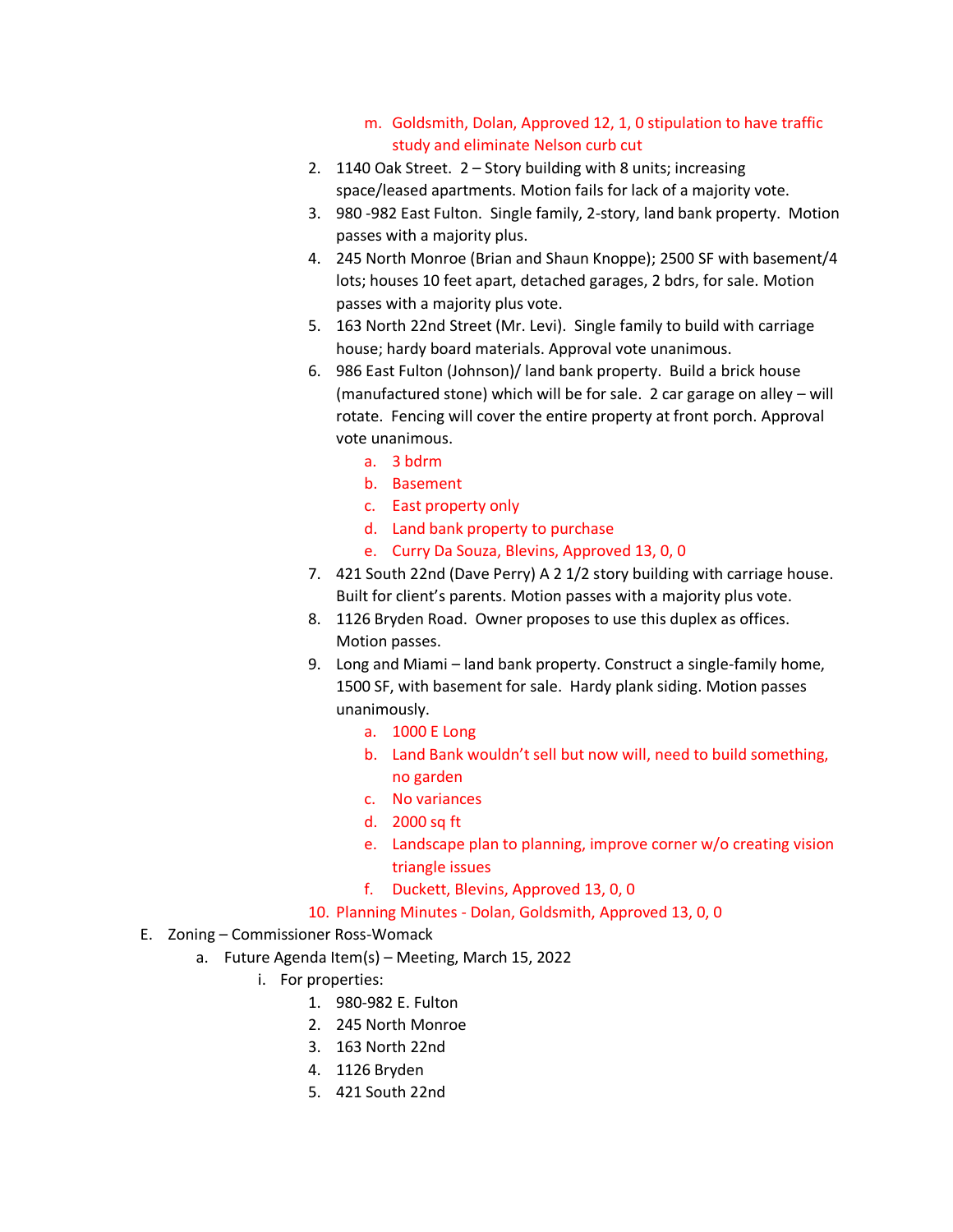m. Goldsmith, Dolan, Approved 12, 1, 0 stipulation to have traffic study and eliminate Nelson curb cut

2. 1140 Oak Street. 2 – Story building with 8 units; increasing space/leased apartments. Motion fails for lack of a majority vote.
3. 980 -982 East Fulton. Single family, 2-story, land bank property. Motion passes with a majority plus.
4. 245 North Monroe (Brian and Shaun Knoppe); 2500 SF with basement/4 lots; houses 10 feet apart, detached garages, 2 bdrs, for sale. Motion passes with a majority plus vote.
5. 163 North 22nd Street (Mr. Levi). Single family to build with carriage house; hardy board materials. Approval vote unanimous.
6. 986 East Fulton (Johnson)/ land bank property. Build a brick house (manufactured stone) which will be for sale. 2 car garage on alley – will rotate. Fencing will cover the entire property at front porch. Approval vote unanimous.
   a. 3 bdrm
   b. Basement
   c. East property only
   d. Land bank property to purchase
   e. Curry Da Souza, Blevins, Approved 13, 0, 0
7. 421 South 22nd (Dave Perry) A 2 1/2 story building with carriage house. Built for client's parents. Motion passes with a majority plus vote.
8. 1126 Bryden Road. Owner proposes to use this duplex as offices. Motion passes.
9. Long and Miami – land bank property. Construct a single-family home, 1500 SF, with basement for sale. Hardy plank siding. Motion passes unanimously.
   a. 1000 E Long
   b. Land Bank wouldn't sell but now will, need to build something, no garden
   c. No variances
   d. 2000 sq ft
   e. Landscape plan to planning, improve corner w/o creating vision triangle issues
   f. Duckett, Blevins, Approved 13, 0, 0
10. Planning Minutes - Dolan, Goldsmith, Approved 13, 0, 0

E. Zoning – Commissioner Ross-Womack
   a. Future Agenda Item(s) – Meeting, March 15, 2022
      i. For properties:
         1. 980-982 E. Fulton
         2. 245 North Monroe
         3. 163 North 22nd
         4. 1126 Bryden
         5. 421 South 22nd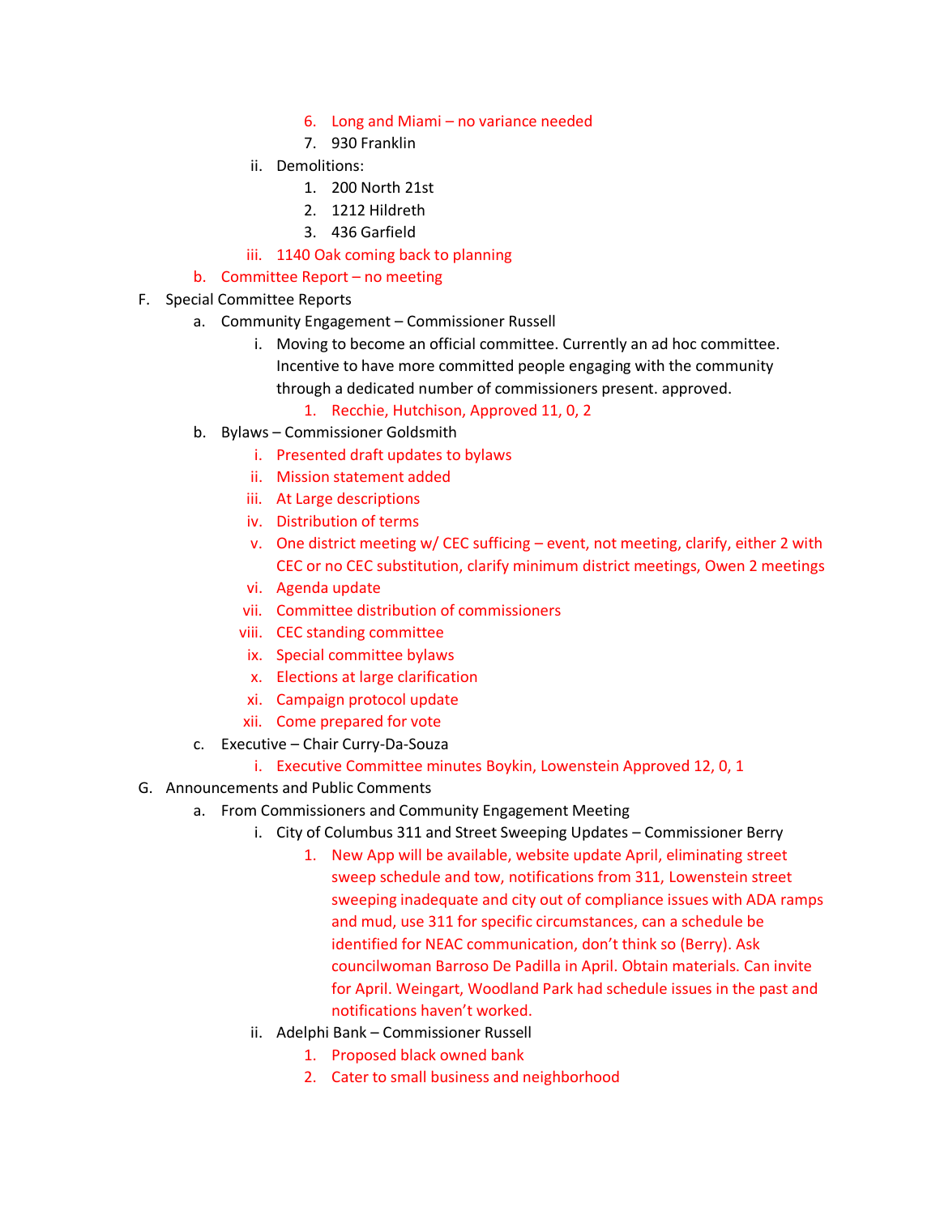6. Long and Miami – no variance needed
7. 930 Franklin

ii. Demolitions:

1. 200 North 21st
2. 1212 Hildreth
3. 436 Garfield

iii. 1140 Oak coming back to planning

b. Committee Report – no meeting

F. Special Committee Reports

a. Community Engagement – Commissioner Russell

i. Moving to become an official committee. Currently an ad hoc committee. Incentive to have more committed people engaging with the community through a dedicated number of commissioners present. approved.

1. Recchie, Hutchison, Approved 11, 0, 2

b. Bylaws – Commissioner Goldsmith

i. Presented draft updates to bylaws
ii. Mission statement added
iii. At Large descriptions
iv. Distribution of terms
v. One district meeting w/ CEC sufficing – event, not meeting, clarify, either 2 with CEC or no CEC substitution, clarify minimum district meetings, Owen 2 meetings
vi. Agenda update
vii. Committee distribution of commissioners
viii. CEC standing committee
ix. Special committee bylaws
x. Elections at large clarification
xi. Campaign protocol update
xii. Come prepared for vote

c. Executive – Chair Curry-Da-Souza

i. Executive Committee minutes Boykin, Lowenstein Approved 12, 0, 1

G. Announcements and Public Comments

a. From Commissioners and Community Engagement Meeting

i. City of Columbus 311 and Street Sweeping Updates – Commissioner Berry

1. New App will be available, website update April, eliminating street sweep schedule and tow, notifications from 311, Lowenstein street sweeping inadequate and city out of compliance issues with ADA ramps and mud, use 311 for specific circumstances, can a schedule be identified for NEAC communication, don't think so (Berry). Ask councilwoman Barroso De Padilla in April. Obtain materials. Can invite for April. Weingart, Woodland Park had schedule issues in the past and notifications haven't worked.

ii. Adelphi Bank – Commissioner Russell

1. Proposed black owned bank
2. Cater to small business and neighborhood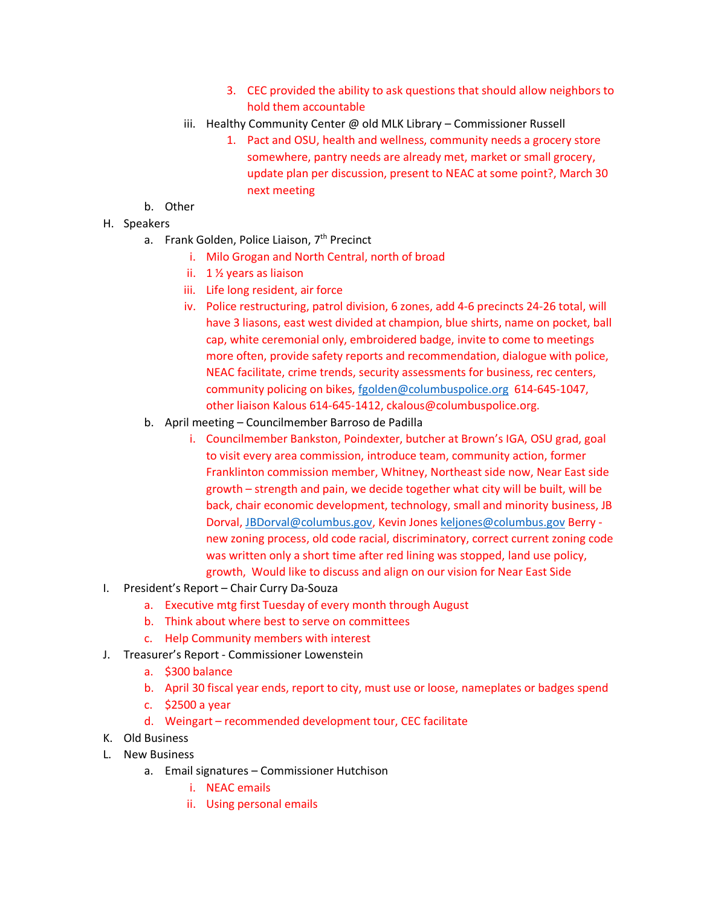3. CEC provided the ability to ask questions that should allow neighbors to hold them accountable

iii. Healthy Community Center @ old MLK Library – Commissioner Russell

1. Pact and OSU, health and wellness, community needs a grocery store somewhere, pantry needs are already met, market or small grocery, update plan per discussion, present to NEAC at some point?, March 30 next meeting

b. Other

H. Speakers

a. Frank Golden, Police Liaison, 7th Precinct

i. Milo Grogan and North Central, north of broad

ii. 1 ½ years as liaison

iii. Life long resident, air force

iv. Police restructuring, patrol division, 6 zones, add 4-6 precincts 24-26 total, will have 3 liasons, east west divided at champion, blue shirts, name on pocket, ball cap, white ceremonial only, embroidered badge, invite to come to meetings more often, provide safety reports and recommendation, dialogue with police, NEAC facilitate, crime trends, security assessments for business, rec centers, community policing on bikes, fgolden@columbuspolice.org 614-645-1047, other liaison Kalous 614-645-1412, ckalous@columbuspolice.org.

b. April meeting – Councilmember Barroso de Padilla

i. Councilmember Bankston, Poindexter, butcher at Brown's IGA, OSU grad, goal to visit every area commission, introduce team, community action, former Franklinton commission member, Whitney, Northeast side now, Near East side growth – strength and pain, we decide together what city will be built, will be back, chair economic development, technology, small and minority business, JB Dorval, JBDorval@columbus.gov, Kevin Jones keljones@columbus.gov Berry - new zoning process, old code racial, discriminatory, correct current zoning code was written only a short time after red lining was stopped, land use policy, growth, Would like to discuss and align on our vision for Near East Side

I. President's Report – Chair Curry Da-Souza

a. Executive mtg first Tuesday of every month through August

b. Think about where best to serve on committees

c. Help Community members with interest

J. Treasurer's Report - Commissioner Lowenstein

a. $300 balance

b. April 30 fiscal year ends, report to city, must use or loose, nameplates or badges spend

c. $2500 a year

d. Weingart – recommended development tour, CEC facilitate

K. Old Business

L. New Business

a. Email signatures – Commissioner Hutchison

i. NEAC emails

ii. Using personal emails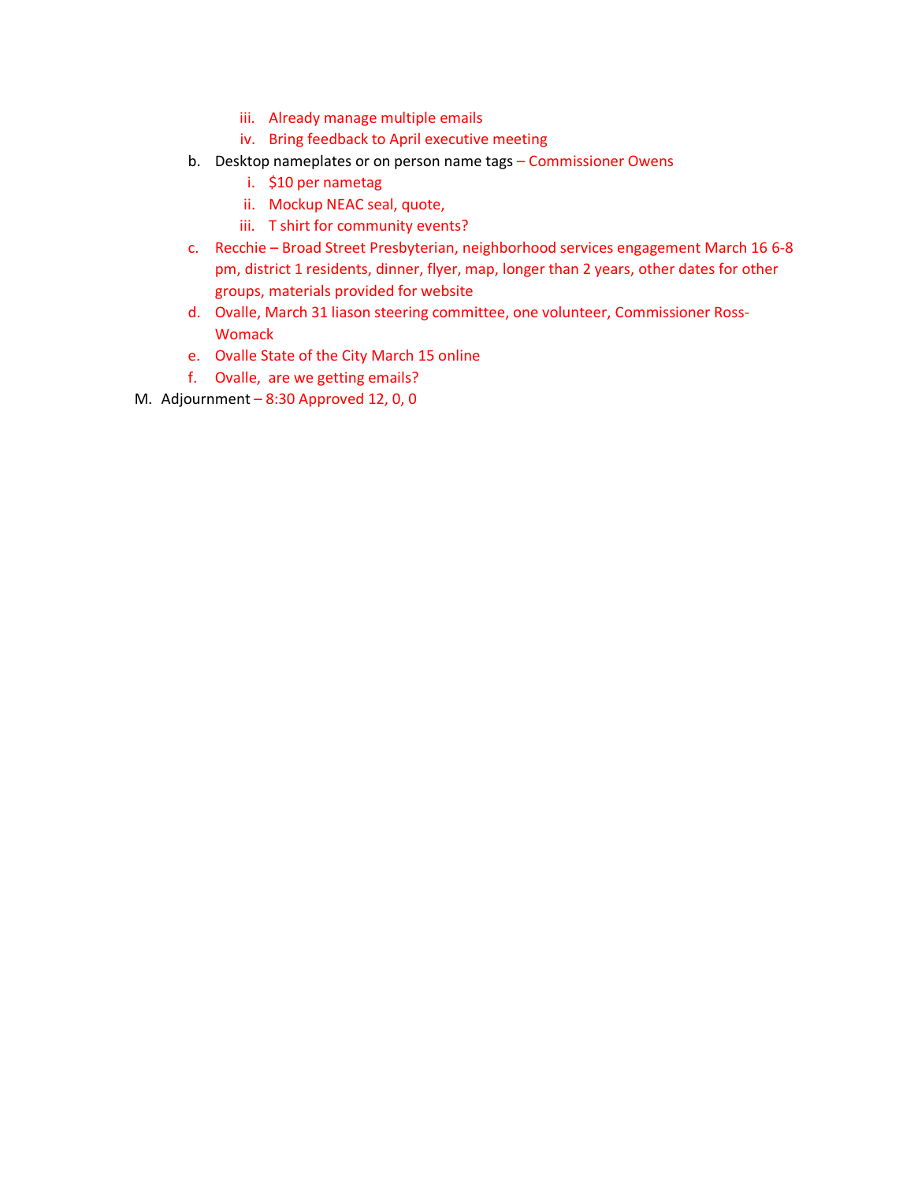- iii. Already manage multiple emails
   - iv. Bring feedback to April executive meeting
- b. Desktop nameplates or on person name tags – Commissioner Owens
   - i. $10 per nametag
   - ii. Mockup NEAC seal, quote,
   - iii. T shirt for community events?
- c. Recchie – Broad Street Presbyterian, neighborhood services engagement March 16 6-8 pm, district 1 residents, dinner, flyer, map, longer than 2 years, other dates for other groups, materials provided for website
- d. Ovalle, March 31 liason steering committee, one volunteer, Commissioner Ross-Womack
- e. Ovalle State of the City March 15 online
- f. Ovalle, are we getting emails?

M. Adjournment – 8:30 Approved 12, 0, 0